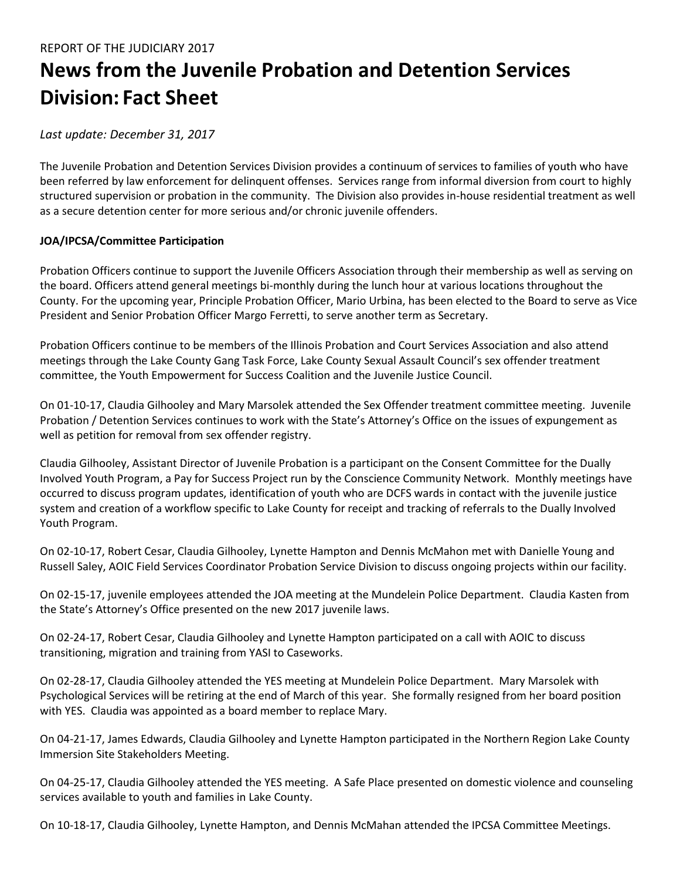REPORT OF THE JUDICIARY 2017

# News from the Juvenile Probation and Detention Services Division: Fact Sheet

*Last update: December 31, 2017*

The Juvenile Probation and Detention Services Division provides a continuum of services to families of youth who have been referred by law enforcement for delinquent offenses. Services range from informal diversion from court to highly structured supervision or probation in the community. The Division also provides in-house residential treatment as well as a secure detention center for more serious and/or chronic juvenile offenders.

**JOA/IPCSA/Committee Participation**

Probation Officers continue to support the Juvenile Officers Association through their membership as well as serving on the board. Officers attend general meetings bi-monthly during the lunch hour at various locations throughout the County. For the upcoming year, Principle Probation Officer, Mario Urbina, has been elected to the Board to serve as Vice President and Senior Probation Officer Margo Ferretti, to serve another term as Secretary.

Probation Officers continue to be members of the Illinois Probation and Court Services Association and also attend meetings through the Lake County Gang Task Force, Lake County Sexual Assault Council's sex offender treatment committee, the Youth Empowerment for Success Coalition and the Juvenile Justice Council.

On 01-10-17, Claudia Gilhooley and Mary Marsolek attended the Sex Offender treatment committee meeting. Juvenile Probation / Detention Services continues to work with the State's Attorney's Office on the issues of expungement as well as petition for removal from sex offender registry.

Claudia Gilhooley, Assistant Director of Juvenile Probation is a participant on the Consent Committee for the Dually Involved Youth Program, a Pay for Success Project run by the Conscience Community Network. Monthly meetings have occurred to discuss program updates, identification of youth who are DCFS wards in contact with the juvenile justice system and creation of a workflow specific to Lake County for receipt and tracking of referrals to the Dually Involved Youth Program.

On 02-10-17, Robert Cesar, Claudia Gilhooley, Lynette Hampton and Dennis McMahon met with Danielle Young and Russell Saley, AOIC Field Services Coordinator Probation Service Division to discuss ongoing projects within our facility.

On 02-15-17, juvenile employees attended the JOA meeting at the Mundelein Police Department. Claudia Kasten from the State's Attorney's Office presented on the new 2017 juvenile laws.

On 02-24-17, Robert Cesar, Claudia Gilhooley and Lynette Hampton participated on a call with AOIC to discuss transitioning, migration and training from YASI to Caseworks.

On 02-28-17, Claudia Gilhooley attended the YES meeting at Mundelein Police Department. Mary Marsolek with Psychological Services will be retiring at the end of March of this year. She formally resigned from her board position with YES. Claudia was appointed as a board member to replace Mary.

On 04-21-17, James Edwards, Claudia Gilhooley and Lynette Hampton participated in the Northern Region Lake County Immersion Site Stakeholders Meeting.

On 04-25-17, Claudia Gilhooley attended the YES meeting. A Safe Place presented on domestic violence and counseling services available to youth and families in Lake County.

On 10-18-17, Claudia Gilhooley, Lynette Hampton, and Dennis McMahan attended the IPCSA Committee Meetings.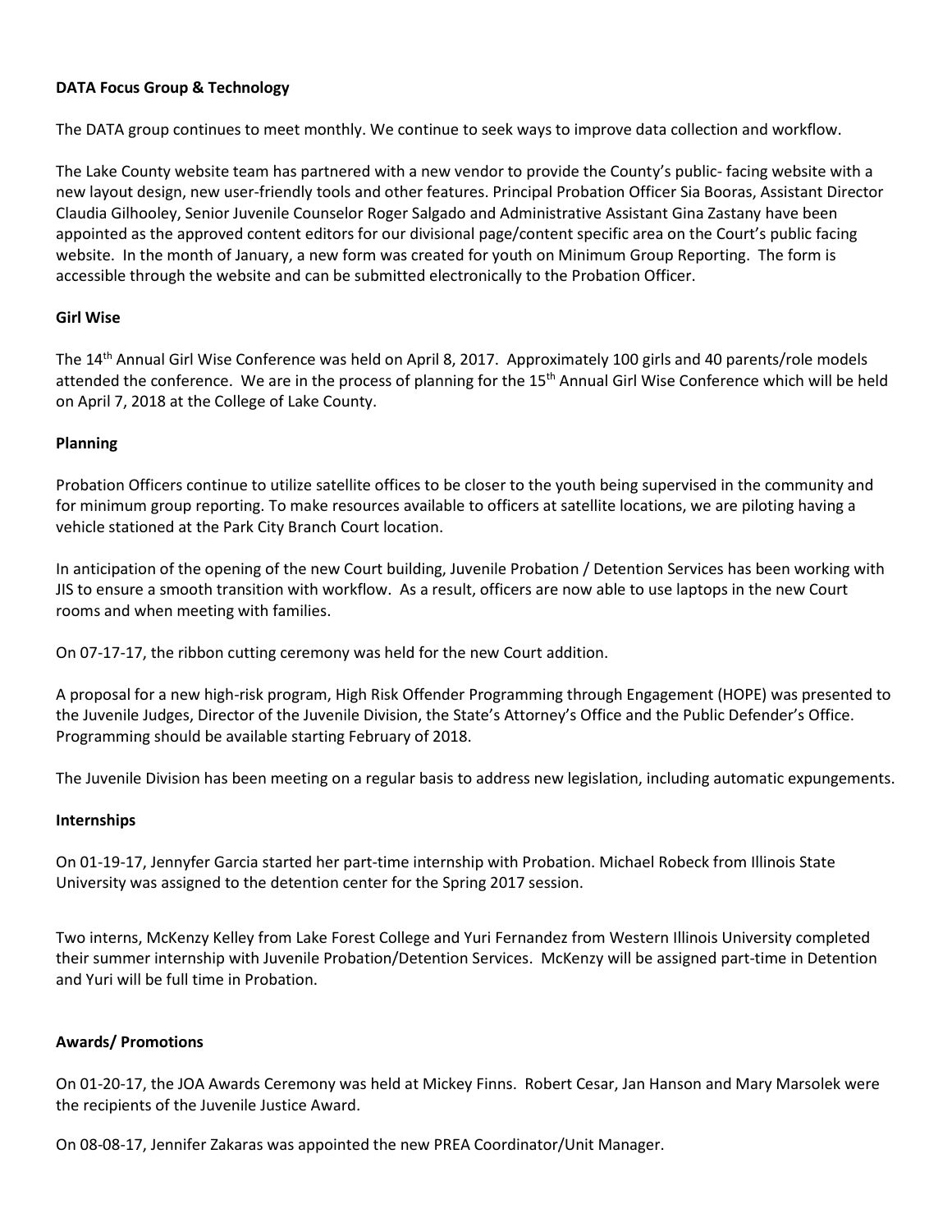**DATA Focus Group & Technology**

The DATA group continues to meet monthly. We continue to seek ways to improve data collection and workflow.

The Lake County website team has partnered with a new vendor to provide the County's public- facing website with a new layout design, new user-friendly tools and other features. Principal Probation Officer Sia Booras, Assistant Director Claudia Gilhooley, Senior Juvenile Counselor Roger Salgado and Administrative Assistant Gina Zastany have been appointed as the approved content editors for our divisional page/content specific area on the Court's public facing website. In the month of January, a new form was created for youth on Minimum Group Reporting. The form is accessible through the website and can be submitted electronically to the Probation Officer.

**Girl Wise**

The 14th Annual Girl Wise Conference was held on April 8, 2017. Approximately 100 girls and 40 parents/role models attended the conference. We are in the process of planning for the 15th Annual Girl Wise Conference which will be held on April 7, 2018 at the College of Lake County.

**Planning**

Probation Officers continue to utilize satellite offices to be closer to the youth being supervised in the community and for minimum group reporting. To make resources available to officers at satellite locations, we are piloting having a vehicle stationed at the Park City Branch Court location.

In anticipation of the opening of the new Court building, Juvenile Probation / Detention Services has been working with JIS to ensure a smooth transition with workflow. As a result, officers are now able to use laptops in the new Court rooms and when meeting with families.

On 07-17-17, the ribbon cutting ceremony was held for the new Court addition.

A proposal for a new high-risk program, High Risk Offender Programming through Engagement (HOPE) was presented to the Juvenile Judges, Director of the Juvenile Division, the State's Attorney's Office and the Public Defender's Office. Programming should be available starting February of 2018.

The Juvenile Division has been meeting on a regular basis to address new legislation, including automatic expungements.

**Internships**

On 01-19-17, Jennyfer Garcia started her part-time internship with Probation. Michael Robeck from Illinois State University was assigned to the detention center for the Spring 2017 session.

Two interns, McKenzy Kelley from Lake Forest College and Yuri Fernandez from Western Illinois University completed their summer internship with Juvenile Probation/Detention Services. McKenzy will be assigned part-time in Detention and Yuri will be full time in Probation.

**Awards/ Promotions**

On 01-20-17, the JOA Awards Ceremony was held at Mickey Finns. Robert Cesar, Jan Hanson and Mary Marsolek were the recipients of the Juvenile Justice Award.

On 08-08-17, Jennifer Zakaras was appointed the new PREA Coordinator/Unit Manager.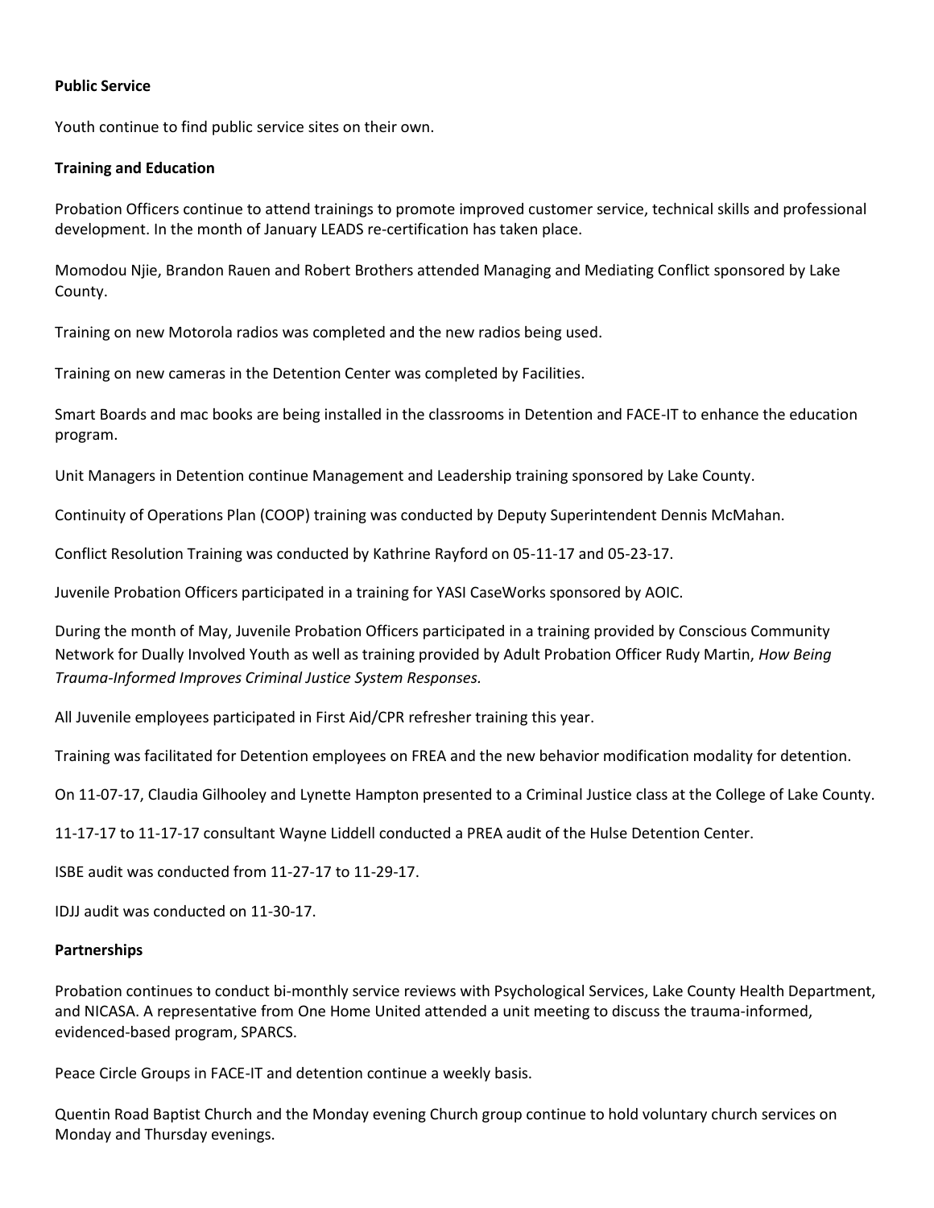**Public Service**

Youth continue to find public service sites on their own.

**Training and Education**

Probation Officers continue to attend trainings to promote improved customer service, technical skills and professional development. In the month of January LEADS re-certification has taken place.

Momodou Njie, Brandon Rauen and Robert Brothers attended Managing and Mediating Conflict sponsored by Lake County.

Training on new Motorola radios was completed and the new radios being used.

Training on new cameras in the Detention Center was completed by Facilities.

Smart Boards and mac books are being installed in the classrooms in Detention and FACE-IT to enhance the education program.

Unit Managers in Detention continue Management and Leadership training sponsored by Lake County.

Continuity of Operations Plan (COOP) training was conducted by Deputy Superintendent Dennis McMahan.

Conflict Resolution Training was conducted by Kathrine Rayford on 05-11-17 and 05-23-17.

Juvenile Probation Officers participated in a training for YASI CaseWorks sponsored by AOIC.

During the month of May, Juvenile Probation Officers participated in a training provided by Conscious Community Network for Dually Involved Youth as well as training provided by Adult Probation Officer Rudy Martin, *How Being Trauma-Informed Improves Criminal Justice System Responses.*

All Juvenile employees participated in First Aid/CPR refresher training this year.

Training was facilitated for Detention employees on FREA and the new behavior modification modality for detention.

On 11-07-17, Claudia Gilhooley and Lynette Hampton presented to a Criminal Justice class at the College of Lake County.

11-17-17 to 11-17-17 consultant Wayne Liddell conducted a PREA audit of the Hulse Detention Center.

ISBE audit was conducted from 11-27-17 to 11-29-17.

IDJJ audit was conducted on 11-30-17.

**Partnerships**

Probation continues to conduct bi-monthly service reviews with Psychological Services, Lake County Health Department, and NICASA. A representative from One Home United attended a unit meeting to discuss the trauma-informed, evidenced-based program, SPARCS.

Peace Circle Groups in FACE-IT and detention continue a weekly basis.

Quentin Road Baptist Church and the Monday evening Church group continue to hold voluntary church services on Monday and Thursday evenings.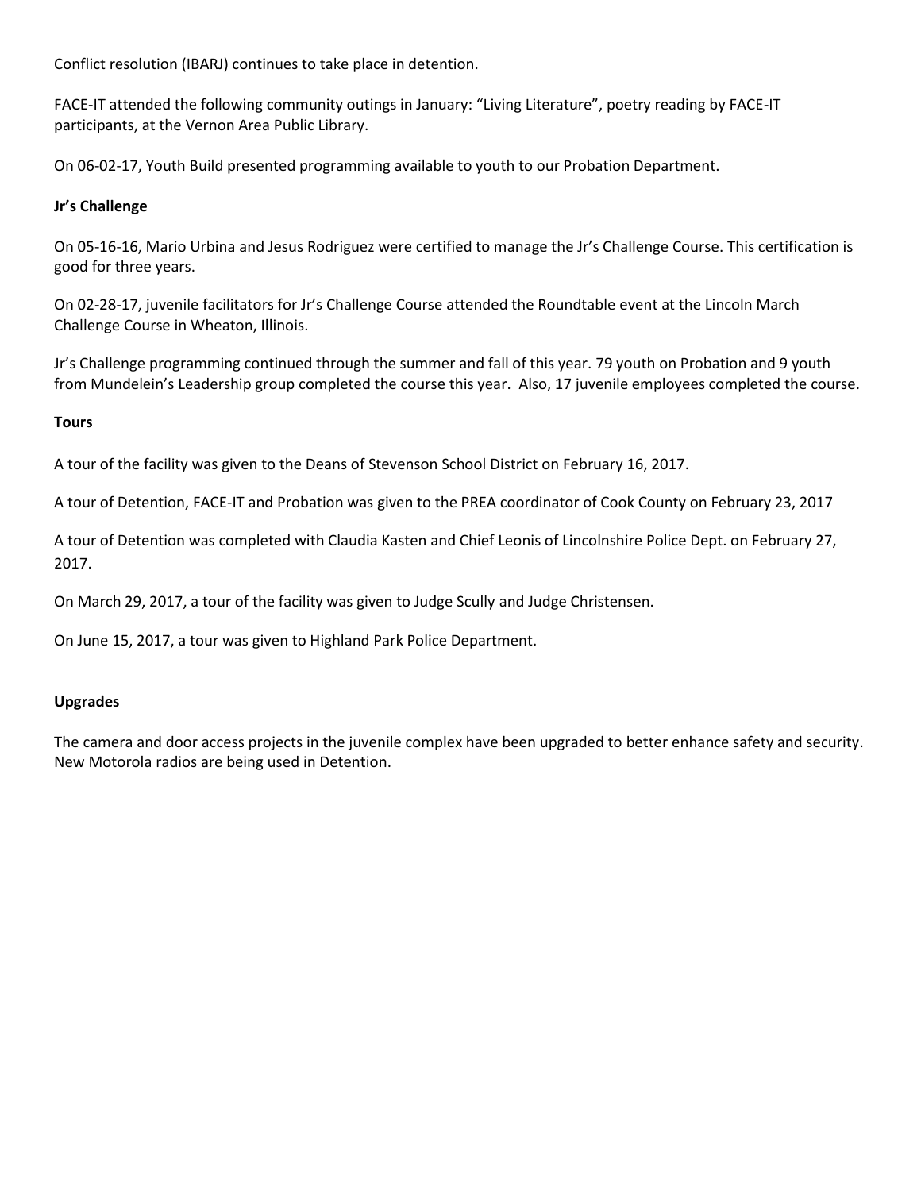Conflict resolution (IBARJ) continues to take place in detention.

FACE-IT attended the following community outings in January: "Living Literature", poetry reading by FACE-IT participants, at the Vernon Area Public Library.

On 06-02-17, Youth Build presented programming available to youth to our Probation Department.

**Jr's Challenge**

On 05-16-16, Mario Urbina and Jesus Rodriguez were certified to manage the Jr's Challenge Course. This certification is good for three years.

On 02-28-17, juvenile facilitators for Jr's Challenge Course attended the Roundtable event at the Lincoln March Challenge Course in Wheaton, Illinois.

Jr's Challenge programming continued through the summer and fall of this year. 79 youth on Probation and 9 youth from Mundelein's Leadership group completed the course this year. Also, 17 juvenile employees completed the course.

**Tours**

A tour of the facility was given to the Deans of Stevenson School District on February 16, 2017.

A tour of Detention, FACE-IT and Probation was given to the PREA coordinator of Cook County on February 23, 2017

A tour of Detention was completed with Claudia Kasten and Chief Leonis of Lincolnshire Police Dept. on February 27, 2017.

On March 29, 2017, a tour of the facility was given to Judge Scully and Judge Christensen.

On June 15, 2017, a tour was given to Highland Park Police Department.

**Upgrades**

The camera and door access projects in the juvenile complex have been upgraded to better enhance safety and security. New Motorola radios are being used in Detention.